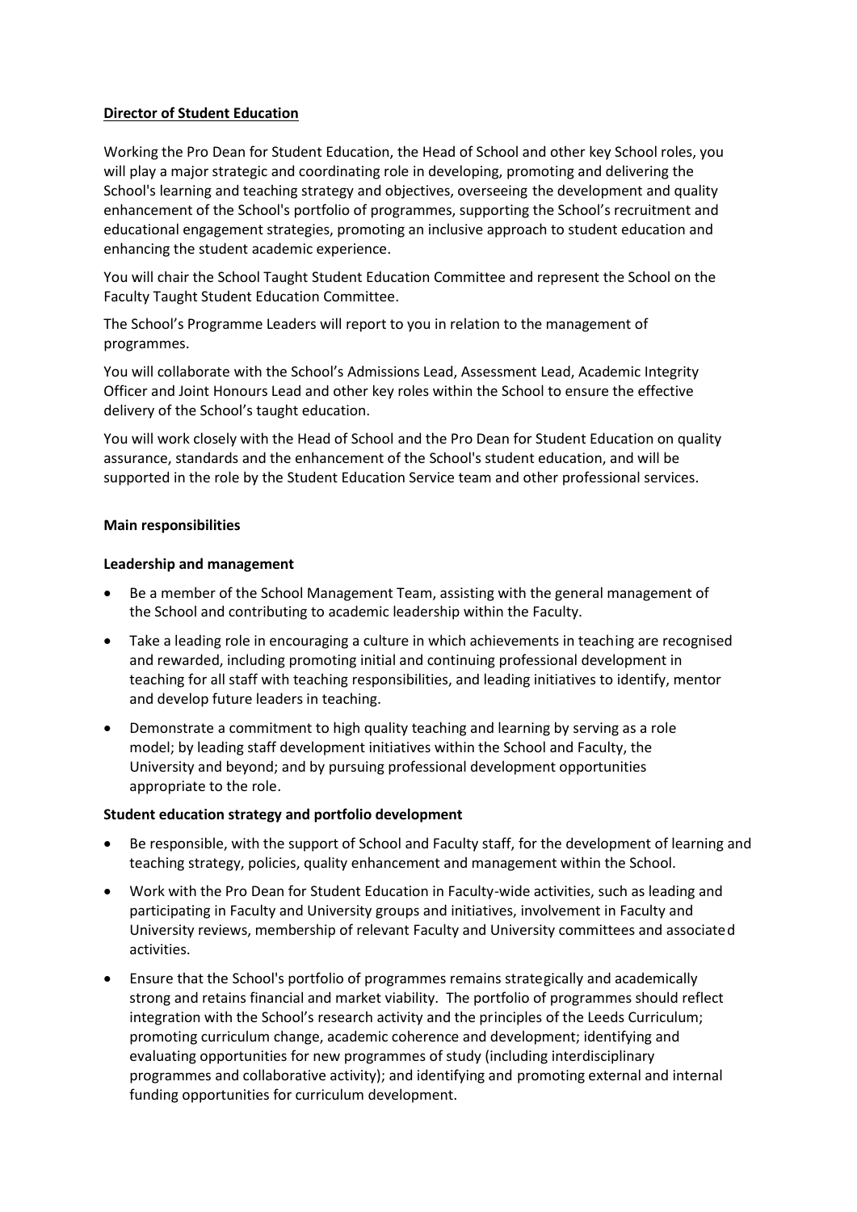## Director of Student Education

Working the Pro Dean for Student Education, the Head of School and other key School roles, you will play a major strategic and coordinating role in developing, promoting and delivering the School's learning and teaching strategy and objectives, overseeing the development and quality enhancement of the School's portfolio of programmes, supporting the School's recruitment and educational engagement strategies, promoting an inclusive approach to student education and enhancing the student academic experience.

You will chair the School Taught Student Education Committee and represent the School on the Faculty Taught Student Education Committee.

The School's Programme Leaders will report to you in relation to the management of programmes.

You will collaborate with the School's Admissions Lead, Assessment Lead, Academic Integrity Officer and Joint Honours Lead and other key roles within the School to ensure the effective delivery of the School's taught education.

You will work closely with the Head of School and the Pro Dean for Student Education on quality assurance, standards and the enhancement of the School's student education, and will be supported in the role by the Student Education Service team and other professional services.

### Main responsibilities

#### Leadership and management

- Be a member of the School Management Team, assisting with the general management of the School and contributing to academic leadership within the Faculty.
- Take a leading role in encouraging a culture in which achievements in teaching are recognised and rewarded, including promoting initial and continuing professional development in teaching for all staff with teaching responsibilities, and leading initiatives to identify, mentor and develop future leaders in teaching.
- Demonstrate a commitment to high quality teaching and learning by serving as a role model; by leading staff development initiatives within the School and Faculty, the University and beyond; and by pursuing professional development opportunities appropriate to the role.

#### Student education strategy and portfolio development

- Be responsible, with the support of School and Faculty staff, for the development of learning and teaching strategy, policies, quality enhancement and management within the School.
- Work with the Pro Dean for Student Education in Faculty-wide activities, such as leading and participating in Faculty and University groups and initiatives, involvement in Faculty and University reviews, membership of relevant Faculty and University committees and associated activities.
- Ensure that the School's portfolio of programmes remains strategically and academically strong and retains financial and market viability. The portfolio of programmes should reflect integration with the School's research activity and the principles of the Leeds Curriculum; promoting curriculum change, academic coherence and development; identifying and evaluating opportunities for new programmes of study (including interdisciplinary programmes and collaborative activity); and identifying and promoting external and internal funding opportunities for curriculum development.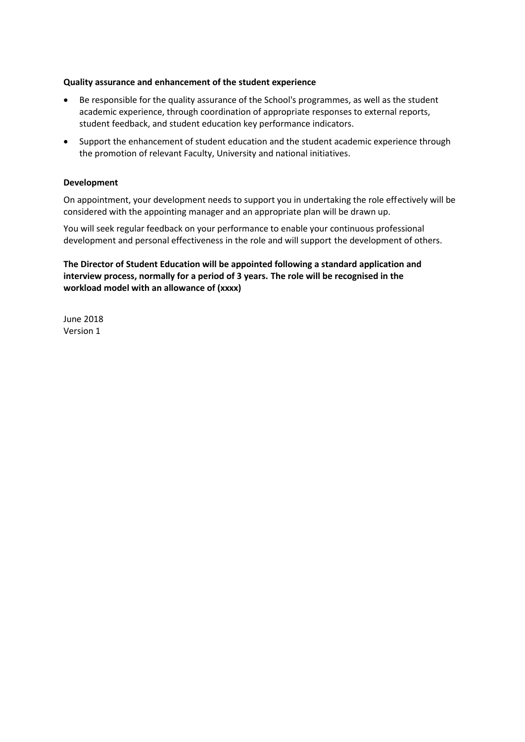**Quality assurance and enhancement of the student experience**

- Be responsible for the quality assurance of the School's programmes, as well as the student academic experience, through coordination of appropriate responses to external reports, student feedback, and student education key performance indicators.
- Support the enhancement of student education and the student academic experience through the promotion of relevant Faculty, University and national initiatives.

**Development**

On appointment, your development needs to support you in undertaking the role effectively will be considered with the appointing manager and an appropriate plan will be drawn up.

You will seek regular feedback on your performance to enable your continuous professional development and personal effectiveness in the role and will support the development of others.

**The Director of Student Education will be appointed following a standard application and interview process, normally for a period of 3 years. The role will be recognised in the workload model with an allowance of (xxxx)**

June 2018
Version 1